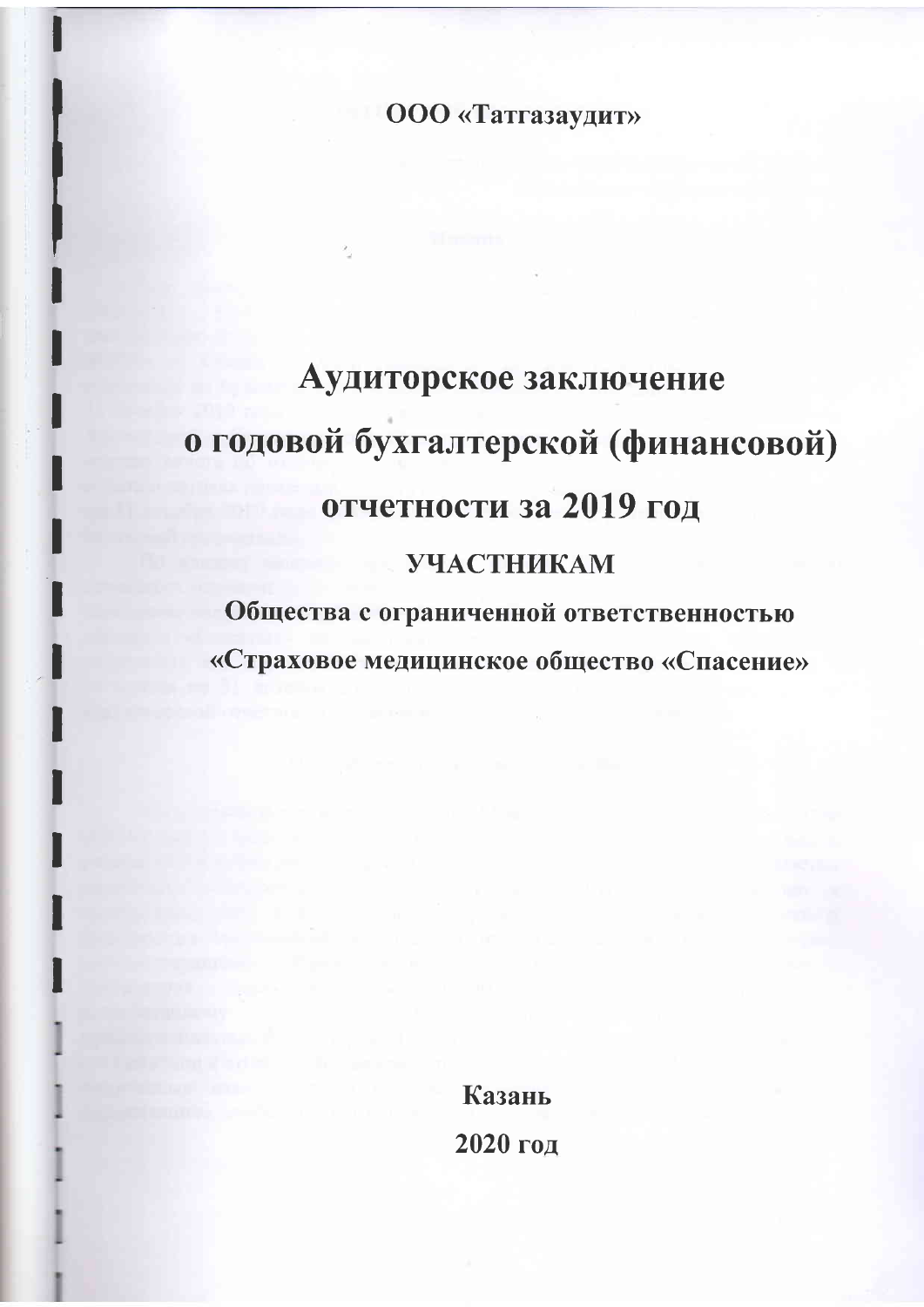**ООО «Татгазаудит»**

# Аудиторское заключение

# о годовой бухгалтерской (финансовой) отчетности за 2019 год

## УЧАСТНИКАМ

## Общества с ограниченной ответственностью

## «Страховое медицинское общество «Спасение»

**Казань**

**2020 год**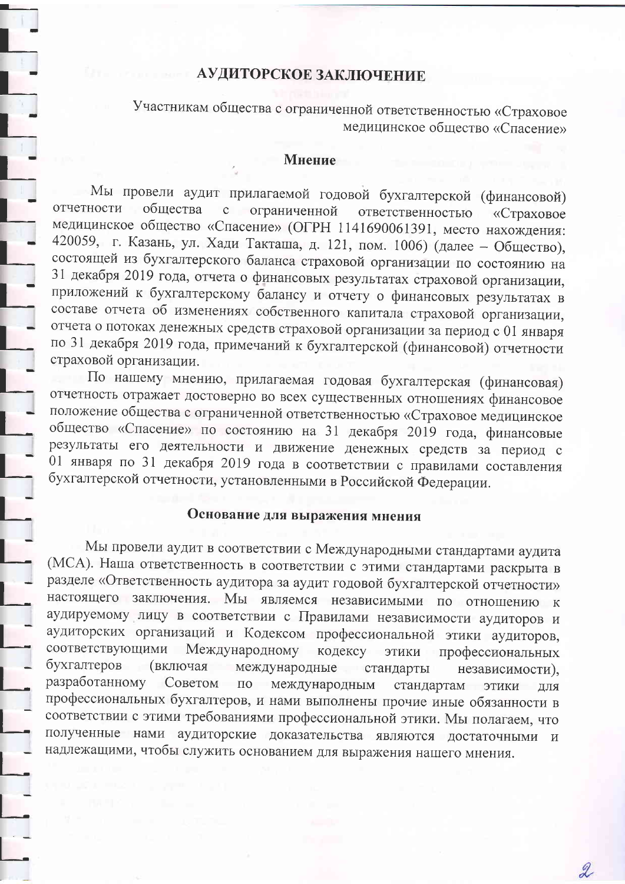# АУДИТОРСКОЕ ЗАКЛЮЧЕНИЕ

Участникам общества с ограниченной ответственностью «Страховое медицинское общество «Спасение»

## Мнение

Мы провели аудит прилагаемой годовой бухгалтерской (финансовой) отчетности общества с ограниченной ответственностью «Страховое медицинское общество «Спасение» (ОГРН 1141690061391, место нахождения: 420059, г. Казань, ул. Хади Такташа, д. 121, пом. 1006) (далее – Общество), состоящей из бухгалтерского баланса страховой организации по состоянию на 31 декабря 2019 года, отчета о финансовых результатах страховой организации, приложений к бухгалтерскому балансу и отчету о финансовых результатах в составе отчета об изменениях собственного капитала страховой организации, отчета о потоках денежных средств страховой организации за период с 01 января по 31 декабря 2019 года, примечаний к бухгалтерской (финансовой) отчетности страховой организации.

По нашему мнению, прилагаемая годовая бухгалтерская (финансовая) отчетность отражает достоверно во всех существенных отношениях финансовое положение общества с ограниченной ответственностью «Страховое медицинское общество «Спасение» по состоянию на 31 декабря 2019 года, финансовые результаты его деятельности и движение денежных средств за период с 01 января по 31 декабря 2019 года в соответствии с правилами составления бухгалтерской отчетности, установленными в Российской Федерации.

## Основание для выражения мнения

Мы провели аудит в соответствии с Международными стандартами аудита (МСА). Наша ответственность в соответствии с этими стандартами раскрыта в разделе «Ответственность аудитора за аудит годовой бухгалтерской отчетности» настоящего заключения. Мы являемся независимыми по отношению к аудируемому лицу в соответствии с Правилами независимости аудиторов и аудиторских организаций и Кодексом профессиональной этики аудиторов, соответствующими Международному кодексу этики профессиональных бухгалтеров (включая международные стандарты независимости), разработанному Советом по международным стандартам этики для профессиональных бухгалтеров, и нами выполнены прочие иные обязанности в соответствии с этими требованиями профессиональной этики. Мы полагаем, что полученные нами аудиторские доказательства являются достаточными и надлежащими, чтобы служить основанием для выражения нашего мнения.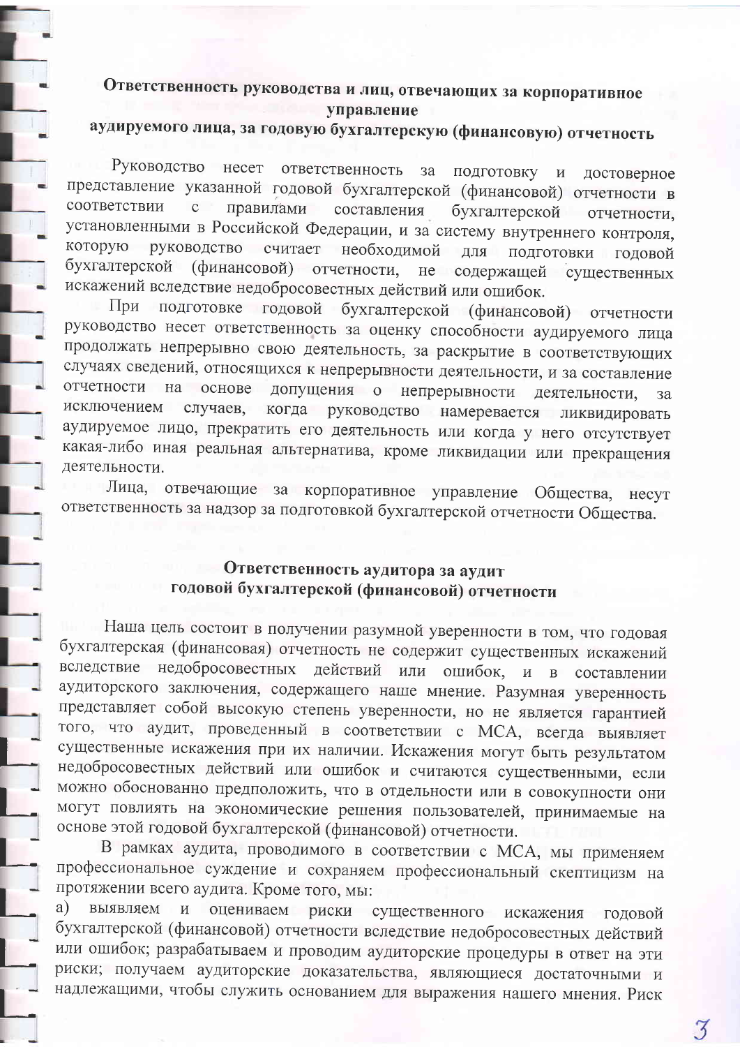## Ответственность руководства и лиц, отвечающих за корпоративное управление аудируемого лица, за годовую бухгалтерскую (финансовую) отчетность

Руководство несет ответственность за подготовку и достоверное представление указанной годовой бухгалтерской (финансовой) отчетности в соответствии с правилами составления бухгалтерской отчетности, установленными в Российской Федерации, и за систему внутреннего контроля, которую руководство считает необходимой для подготовки годовой бухгалтерской (финансовой) отчетности, не содержащей существенных искажений вследствие недобросовестных действий или ошибок.

При подготовке годовой бухгалтерской (финансовой) отчетности руководство несет ответственность за оценку способности аудируемого лица продолжать непрерывно свою деятельность, за раскрытие в соответствующих случаях сведений, относящихся к непрерывности деятельности, и за составление отчетности на основе допущения о непрерывности деятельности, за исключением случаев, когда руководство намеревается ликвидировать аудируемое лицо, прекратить его деятельность или когда у него отсутствует какая-либо иная реальная альтернатива, кроме ликвидации или прекращения деятельности.

Лица, отвечающие за корпоративное управление Общества, несут ответственность за надзор за подготовкой бухгалтерской отчетности Общества.

## Ответственность аудитора за аудит годовой бухгалтерской (финансовой) отчетности

Наша цель состоит в получении разумной уверенности в том, что годовая бухгалтерская (финансовая) отчетность не содержит существенных искажений вследствие недобросовестных действий или ошибок, и в составлении аудиторского заключения, содержащего наше мнение. Разумная уверенность представляет собой высокую степень уверенности, но не является гарантией того, что аудит, проведенный в соответствии с МСА, всегда выявляет существенные искажения при их наличии. Искажения могут быть результатом недобросовестных действий или ошибок и считаются существенными, если можно обоснованно предположить, что в отдельности или в совокупности они могут повлиять на экономические решения пользователей, принимаемые на основе этой годовой бухгалтерской (финансовой) отчетности.

В рамках аудита, проводимого в соответствии с МСА, мы применяем профессиональное суждение и сохраняем профессиональный скептицизм на протяжении всего аудита. Кроме того, мы:

а) выявляем и оцениваем риски существенного искажения годовой бухгалтерской (финансовой) отчетности вследствие недобросовестных действий или ошибок; разрабатываем и проводим аудиторские процедуры в ответ на эти риски; получаем аудиторские доказательства, являющиеся достаточными и надлежащими, чтобы служить основанием для выражения нашего мнения. Риск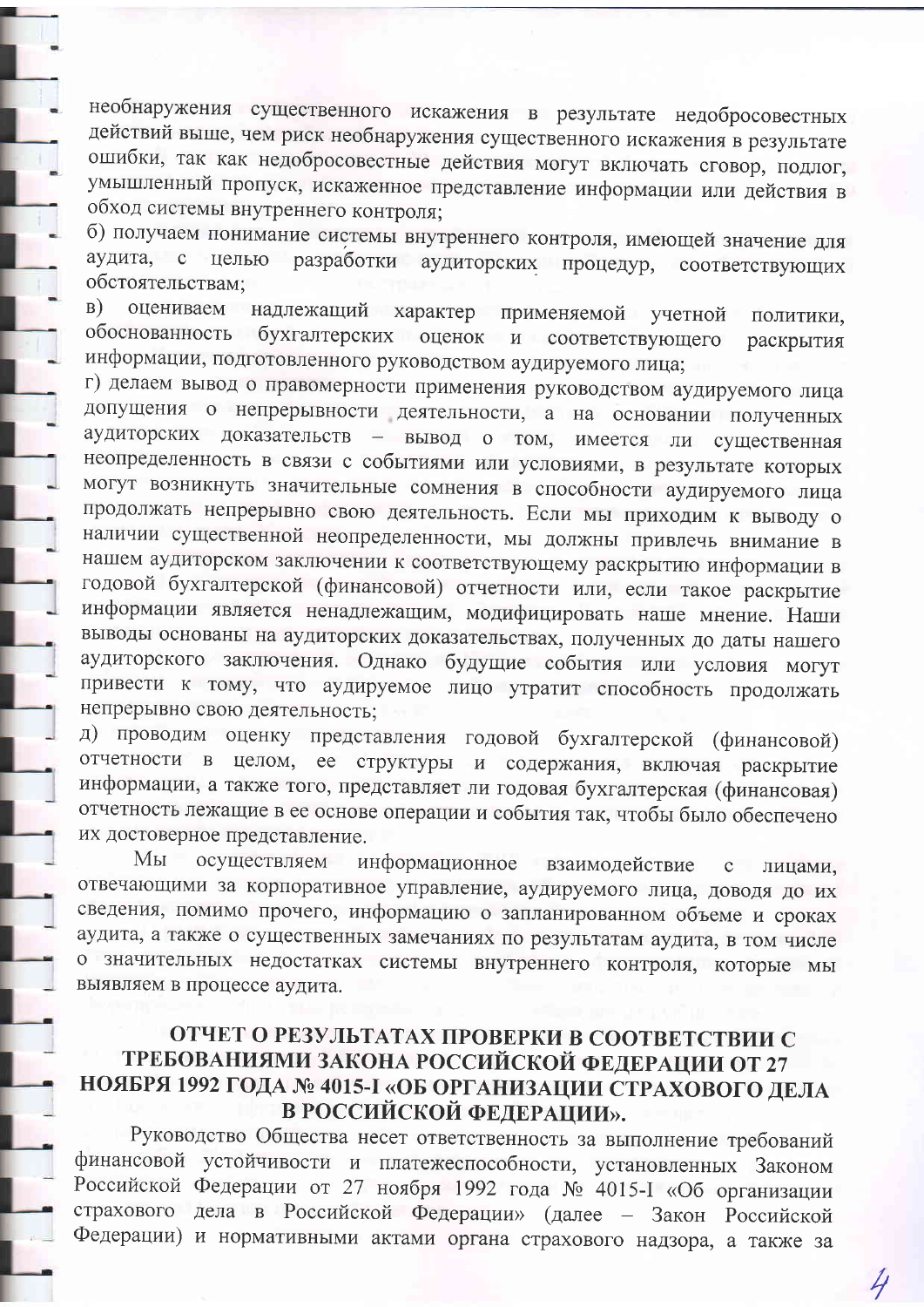необнаружения существенного искажения в результате недобросовестных действий выше, чем риск необнаружения существенного искажения в результате ошибки, так как недобросовестные действия могут включать сговор, подлог, умышленный пропуск, искаженное представление информации или действия в обход системы внутреннего контроля;

б) получаем понимание системы внутреннего контроля, имеющей значение для аудита, с целью разработки аудиторских процедур, соответствующих обстоятельствам;

в) оцениваем надлежащий характер применяемой учетной политики, обоснованность бухгалтерских оценок и соответствующего раскрытия информации, подготовленного руководством аудируемого лица;

г) делаем вывод о правомерности применения руководством аудируемого лица допущения о непрерывности деятельности, а на основании полученных аудиторских доказательств – вывод о том, имеется ли существенная неопределенность в связи с событиями или условиями, в результате которых могут возникнуть значительные сомнения в способности аудируемого лица продолжать непрерывно свою деятельность. Если мы приходим к выводу о наличии существенной неопределенности, мы должны привлечь внимание в нашем аудиторском заключении к соответствующему раскрытию информации в годовой бухгалтерской (финансовой) отчетности или, если такое раскрытие информации является ненадлежащим, модифицировать наше мнение. Наши выводы основаны на аудиторских доказательствах, полученных до даты нашего аудиторского заключения. Однако будущие события или условия могут привести к тому, что аудируемое лицо утратит способность продолжать непрерывно свою деятельность;

д) проводим оценку представления годовой бухгалтерской (финансовой) отчетности в целом, ее структуры и содержания, включая раскрытие информации, а также того, представляет ли годовая бухгалтерская (финансовая) отчетность лежащие в ее основе операции и события так, чтобы было обеспечено их достоверное представление.

Мы осуществляем информационное взаимодействие с лицами, отвечающими за корпоративное управление, аудируемого лица, доводя до их сведения, помимо прочего, информацию о запланированном объеме и сроках аудита, а также о существенных замечаниях по результатам аудита, в том числе о значительных недостатках системы внутреннего контроля, которые мы выявляем в процессе аудита.

## ОТЧЕТ О РЕЗУЛЬТАТАХ ПРОВЕРКИ В СООТВЕТСТВИИ С ТРЕБОВАНИЯМИ ЗАКОНА РОССИЙСКОЙ ФЕДЕРАЦИИ ОТ 27 НОЯБРЯ 1992 ГОДА № 4015-I «ОБ ОРГАНИЗАЦИИ СТРАХОВОГО ДЕЛА В РОССИЙСКОЙ ФЕДЕРАЦИИ».

Руководство Общества несет ответственность за выполнение требований финансовой устойчивости и платежеспособности, установленных Законом Российской Федерации от 27 ноября 1992 года № 4015-I «Об организации страхового дела в Российской Федерации» (далее – Закон Российской Федерации) и нормативными актами органа страхового надзора, а также за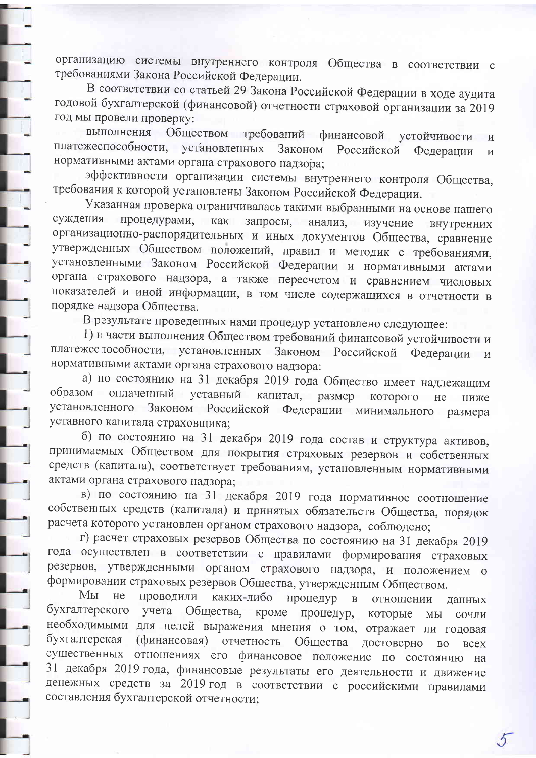организацию системы внутреннего контроля Общества в соответствии с требованиями Закона Российской Федерации.

В соответствии со статьей 29 Закона Российской Федерации в ходе аудита годовой бухгалтерской (финансовой) отчетности страховой организации за 2019 год мы провели проверку:

выполнения Обществом требований финансовой устойчивости и платежеспособности, установленных Законом Российской Федерации и нормативными актами органа страхового надзора;

эффективности организации системы внутреннего контроля Общества, требования к которой установлены Законом Российской Федерации.

Указанная проверка ограничивалась такими выбранными на основе нашего суждения процедурами, как запросы, анализ, изучение внутренних организационно-распорядительных и иных документов Общества, сравнение утвержденных Обществом положений, правил и методик с требованиями, установленными Законом Российской Федерации и нормативными актами органа страхового надзора, а также пересчетом и сравнением числовых показателей и иной информации, в том числе содержащихся в отчетности в порядке надзора Общества.

В результате проведенных нами процедур установлено следующее:

1) в части выполнения Обществом требований финансовой устойчивости и платежеспособности, установленных Законом Российской Федерации и нормативными актами органа страхового надзора:

а) по состоянию на 31 декабря 2019 года Общество имеет надлежащим образом оплаченный уставный капитал, размер которого не ниже установленного Законом Российской Федерации минимального размера уставного капитала страховщика;

б) по состоянию на 31 декабря 2019 года состав и структура активов, принимаемых Обществом для покрытия страховых резервов и собственных средств (капитала), соответствует требованиям, установленным нормативными актами органа страхового надзора;

в) по состоянию на 31 декабря 2019 года нормативное соотношение собственных средств (капитала) и принятых обязательств Общества, порядок расчета которого установлен органом страхового надзора, соблюдено;

г) расчет страховых резервов Общества по состоянию на 31 декабря 2019 года осуществлен в соответствии с правилами формирования страховых резервов, утвержденными органом страхового надзора, и положением о формировании страховых резервов Общества, утвержденным Обществом.

Мы не проводили каких-либо процедур в отношении данных бухгалтерского учета Общества, кроме процедур, которые мы сочли необходимыми для целей выражения мнения о том, отражает ли годовая бухгалтерская (финансовая) отчетность Общества достоверно во всех существенных отношениях его финансовое положение по состоянию на 31 декабря 2019 года, финансовые результаты его деятельности и движение денежных средств за 2019 год в соответствии с российскими правилами составления бухгалтерской отчетности;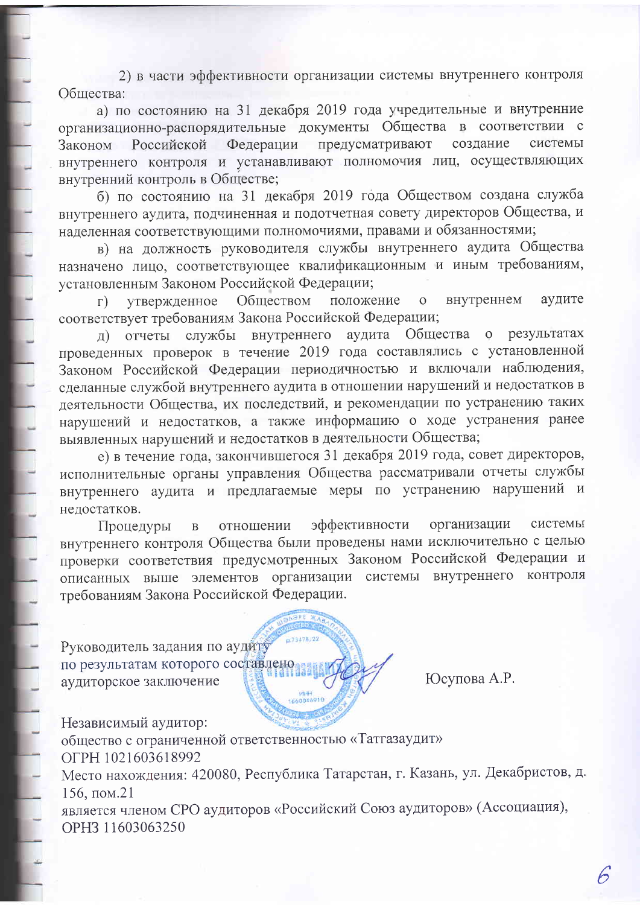2) в части эффективности организации системы внутреннего контроля Общества:

а) по состоянию на 31 декабря 2019 года учредительные и внутренние организационно-распорядительные документы Общества в соответствии с Законом Российской Федерации предусматривают создание системы внутреннего контроля и устанавливают полномочия лиц, осуществляющих внутренний контроль в Обществе;

б) по состоянию на 31 декабря 2019 года Обществом создана служба внутреннего аудита, подчиненная и подотчетная совету директоров Общества, и наделенная соответствующими полномочиями, правами и обязанностями;

в) на должность руководителя службы внутреннего аудита Общества назначено лицо, соответствующее квалификационным и иным требованиям, установленным Законом Российской Федерации;

г) утвержденное Обществом положение о внутреннем аудите соответствует требованиям Закона Российской Федерации;

д) отчеты службы внутреннего аудита Общества о результатах проведенных проверок в течение 2019 года составлялись с установленной Законом Российской Федерации периодичностью и включали наблюдения, сделанные службой внутреннего аудита в отношении нарушений и недостатков в деятельности Общества, их последствий, и рекомендации по устранению таких нарушений и недостатков, а также информацию о ходе устранения ранее выявленных нарушений и недостатков в деятельности Общества;

е) в течение года, закончившегося 31 декабря 2019 года, совет директоров, исполнительные органы управления Общества рассматривали отчеты службы внутреннего аудита и предлагаемые меры по устранению нарушений и недостатков.

Процедуры в отношении эффективности организации системы внутреннего контроля Общества были проведены нами исключительно с целью проверки соответствия предусмотренных Законом Российской Федерации и описанных выше элементов организации системы внутреннего контроля требованиям Закона Российской Федерации.

Руководитель задания по аудиту
по результатам которого составлено
аудиторское заключение — Юсупова А.Р.

Независимый аудитор:
общество с ограниченной ответственностью «Татгазаудит»
ОГРН 1021603618992
Место нахождения: 420080, Республика Татарстан, г. Казань, ул. Декабристов, д. 156, пом.21
является членом СРО аудиторов «Российский Союз аудиторов» (Ассоциация), ОРНЗ 11603063250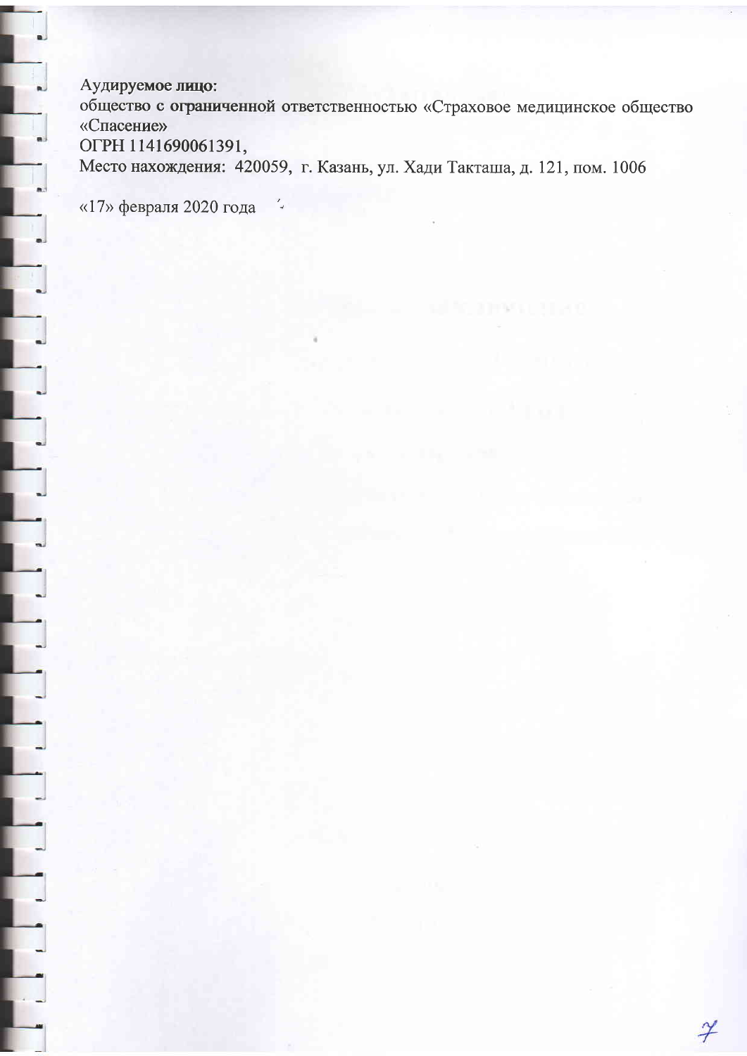**Аудируемое лицо:**
общество с ограниченной ответственностью «Страховое медицинское общество «Спасение»
ОГРН 1141690061391,
Место нахождения: 420059, г. Казань, ул. Хади Такташа, д. 121, пом. 1006

«17» февраля 2020 года